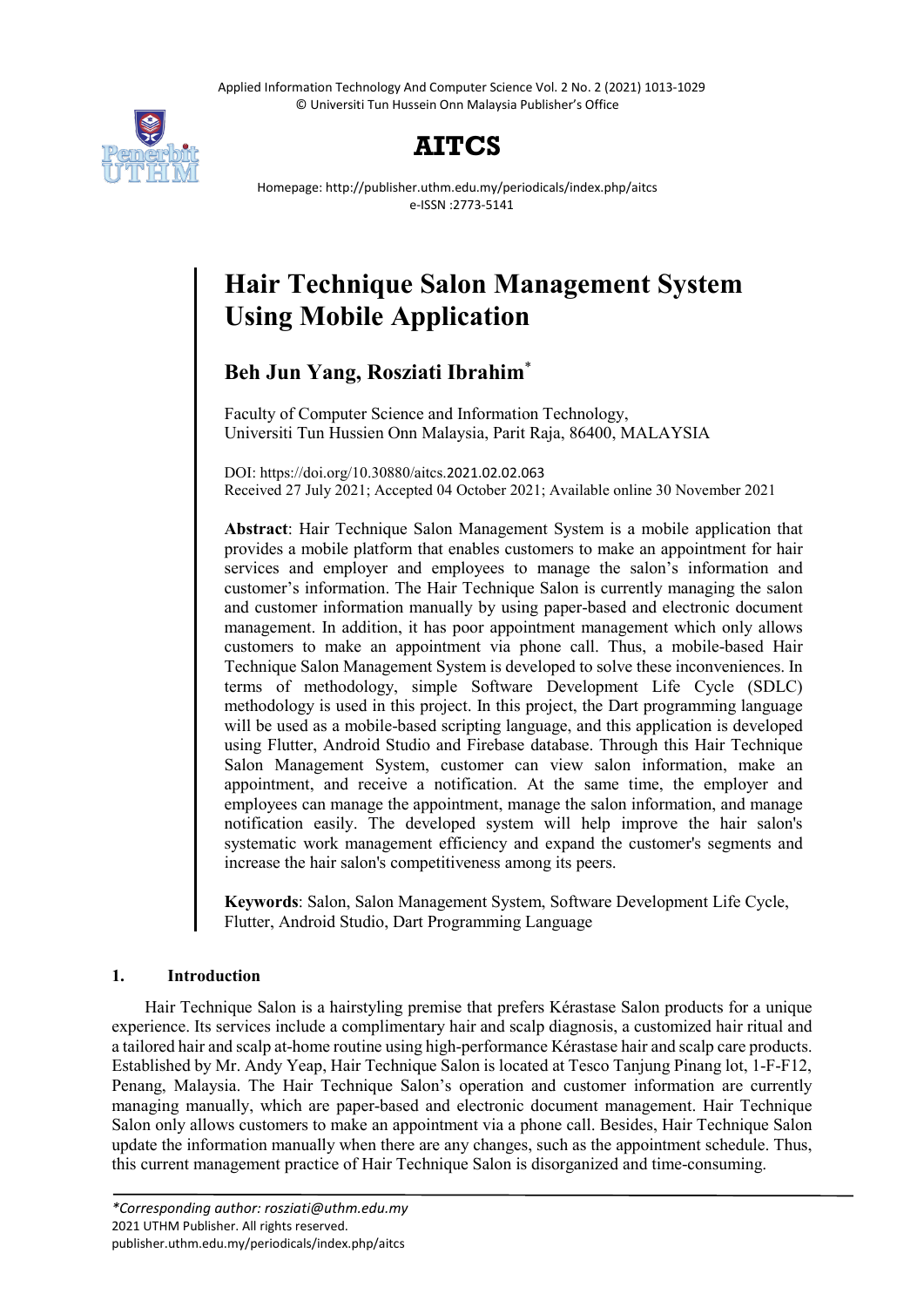# Hair Technique Salon Management System Using Mobile Application

**Beh Jun Yang, Rosziati Ibrahim***

Faculty of Computer Science and Information Technology,
Universiti Tun Hussien Onn Malaysia, Parit Raja, 86400, MALAYSIA

DOI: https://doi.org/10.30880/aitcs.2021.02.02.063
Received 27 July 2021; Accepted 04 October 2021; Available online 30 November 2021

**Abstract**: Hair Technique Salon Management System is a mobile application that provides a mobile platform that enables customers to make an appointment for hair services and employer and employees to manage the salon's information and customer's information. The Hair Technique Salon is currently managing the salon and customer information manually by using paper-based and electronic document management. In addition, it has poor appointment management which only allows customers to make an appointment via phone call. Thus, a mobile-based Hair Technique Salon Management System is developed to solve these inconveniences. In terms of methodology, simple Software Development Life Cycle (SDLC) methodology is used in this project. In this project, the Dart programming language will be used as a mobile-based scripting language, and this application is developed using Flutter, Android Studio and Firebase database. Through this Hair Technique Salon Management System, customer can view salon information, make an appointment, and receive a notification. At the same time, the employer and employees can manage the appointment, manage the salon information, and manage notification easily. The developed system will help improve the hair salon's systematic work management efficiency and expand the customer's segments and increase the hair salon's competitiveness among its peers.

**Keywords**: Salon, Salon Management System, Software Development Life Cycle, Flutter, Android Studio, Dart Programming Language

## 1. Introduction

Hair Technique Salon is a hairstyling premise that prefers Kérastase Salon products for a unique experience. Its services include a complimentary hair and scalp diagnosis, a customized hair ritual and a tailored hair and scalp at-home routine using high-performance Kérastase hair and scalp care products. Established by Mr. Andy Yeap, Hair Technique Salon is located at Tesco Tanjung Pinang lot, 1-F-F12, Penang, Malaysia. The Hair Technique Salon's operation and customer information are currently managing manually, which are paper-based and electronic document management. Hair Technique Salon only allows customers to make an appointment via a phone call. Besides, Hair Technique Salon update the information manually when there are any changes, such as the appointment schedule. Thus, this current management practice of Hair Technique Salon is disorganized and time-consuming.

*\*Corresponding author: rosziati@uthm.edu.my*
2021 UTHM Publisher. All rights reserved.
publisher.uthm.edu.my/periodicals/index.php/aitcs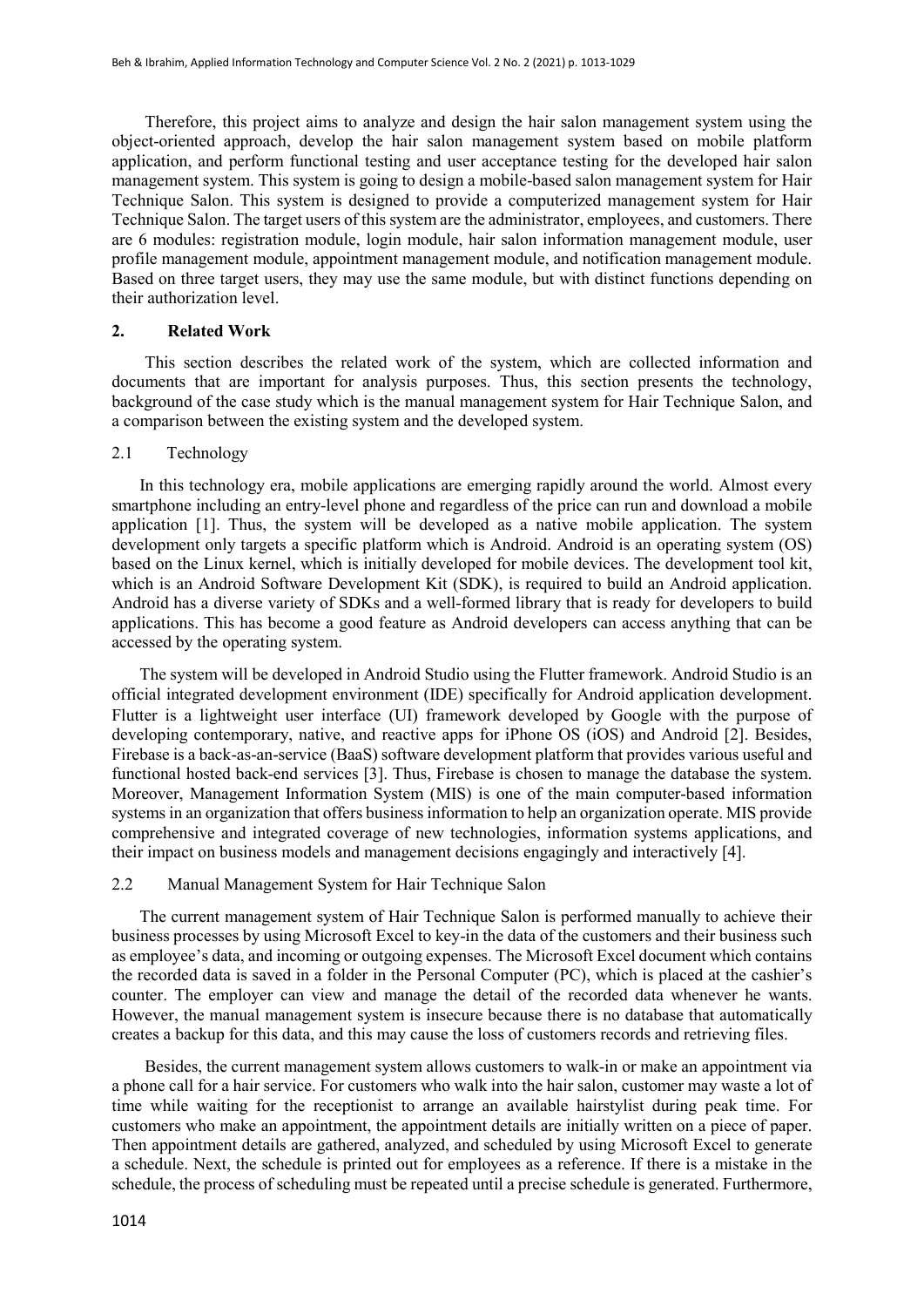Therefore, this project aims to analyze and design the hair salon management system using the object-oriented approach, develop the hair salon management system based on mobile platform application, and perform functional testing and user acceptance testing for the developed hair salon management system. This system is going to design a mobile-based salon management system for Hair Technique Salon. This system is designed to provide a computerized management system for Hair Technique Salon. The target users of this system are the administrator, employees, and customers. There are 6 modules: registration module, login module, hair salon information management module, user profile management module, appointment management module, and notification management module. Based on three target users, they may use the same module, but with distinct functions depending on their authorization level.

## 2. Related Work

This section describes the related work of the system, which are collected information and documents that are important for analysis purposes. Thus, this section presents the technology, background of the case study which is the manual management system for Hair Technique Salon, and a comparison between the existing system and the developed system.

### 2.1 Technology

In this technology era, mobile applications are emerging rapidly around the world. Almost every smartphone including an entry-level phone and regardless of the price can run and download a mobile application [1]. Thus, the system will be developed as a native mobile application. The system development only targets a specific platform which is Android. Android is an operating system (OS) based on the Linux kernel, which is initially developed for mobile devices. The development tool kit, which is an Android Software Development Kit (SDK), is required to build an Android application. Android has a diverse variety of SDKs and a well-formed library that is ready for developers to build applications. This has become a good feature as Android developers can access anything that can be accessed by the operating system.

The system will be developed in Android Studio using the Flutter framework. Android Studio is an official integrated development environment (IDE) specifically for Android application development. Flutter is a lightweight user interface (UI) framework developed by Google with the purpose of developing contemporary, native, and reactive apps for iPhone OS (iOS) and Android [2]. Besides, Firebase is a back-as-an-service (BaaS) software development platform that provides various useful and functional hosted back-end services [3]. Thus, Firebase is chosen to manage the database the system. Moreover, Management Information System (MIS) is one of the main computer-based information systems in an organization that offers business information to help an organization operate. MIS provide comprehensive and integrated coverage of new technologies, information systems applications, and their impact on business models and management decisions engagingly and interactively [4].

### 2.2 Manual Management System for Hair Technique Salon

The current management system of Hair Technique Salon is performed manually to achieve their business processes by using Microsoft Excel to key-in the data of the customers and their business such as employee's data, and incoming or outgoing expenses. The Microsoft Excel document which contains the recorded data is saved in a folder in the Personal Computer (PC), which is placed at the cashier's counter. The employer can view and manage the detail of the recorded data whenever he wants. However, the manual management system is insecure because there is no database that automatically creates a backup for this data, and this may cause the loss of customers records and retrieving files.

Besides, the current management system allows customers to walk-in or make an appointment via a phone call for a hair service. For customers who walk into the hair salon, customer may waste a lot of time while waiting for the receptionist to arrange an available hairstylist during peak time. For customers who make an appointment, the appointment details are initially written on a piece of paper. Then appointment details are gathered, analyzed, and scheduled by using Microsoft Excel to generate a schedule. Next, the schedule is printed out for employees as a reference. If there is a mistake in the schedule, the process of scheduling must be repeated until a precise schedule is generated. Furthermore,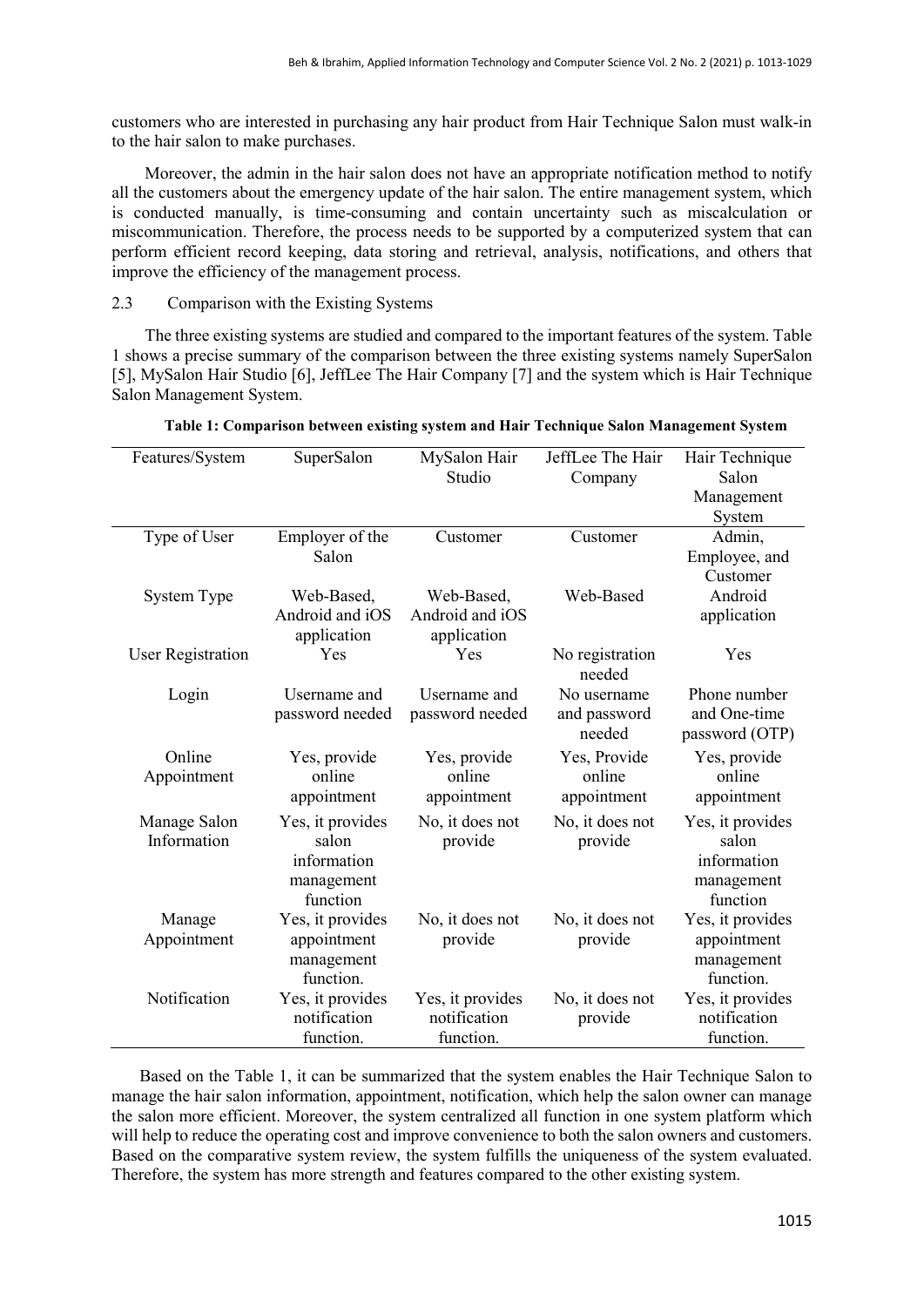customers who are interested in purchasing any hair product from Hair Technique Salon must walk-in to the hair salon to make purchases.

Moreover, the admin in the hair salon does not have an appropriate notification method to notify all the customers about the emergency update of the hair salon. The entire management system, which is conducted manually, is time-consuming and contain uncertainty such as miscalculation or miscommunication. Therefore, the process needs to be supported by a computerized system that can perform efficient record keeping, data storing and retrieval, analysis, notifications, and others that improve the efficiency of the management process.

### 2.3 Comparison with the Existing Systems

The three existing systems are studied and compared to the important features of the system. Table 1 shows a precise summary of the comparison between the three existing systems namely SuperSalon [5], MySalon Hair Studio [6], JeffLee The Hair Company [7] and the system which is Hair Technique Salon Management System.

**Table 1: Comparison between existing system and Hair Technique Salon Management System**

| Features/System | SuperSalon | MySalon Hair Studio | JeffLee The Hair Company | Hair Technique Salon Management System |
|---|---|---|---|---|
| Type of User | Employer of the Salon | Customer | Customer | Admin, Employee, and Customer |
| System Type | Web-Based, Android and iOS application | Web-Based, Android and iOS application | Web-Based | Android application |
| User Registration | Yes | Yes | No registration needed | Yes |
| Login | Username and password needed | Username and password needed | No username and password needed | Phone number and One-time password (OTP) |
| Online Appointment | Yes, provide online appointment | Yes, provide online appointment | Yes, Provide online appointment | Yes, provide online appointment |
| Manage Salon Information | Yes, it provides salon information management function | No, it does not provide | No, it does not provide | Yes, it provides salon information management function |
| Manage Appointment | Yes, it provides appointment management function. | No, it does not provide | No, it does not provide | Yes, it provides appointment management function. |
| Notification | Yes, it provides notification function. | Yes, it provides notification function. | No, it does not provide | Yes, it provides notification function. |

Based on the Table 1, it can be summarized that the system enables the Hair Technique Salon to manage the hair salon information, appointment, notification, which help the salon owner can manage the salon more efficient. Moreover, the system centralized all function in one system platform which will help to reduce the operating cost and improve convenience to both the salon owners and customers. Based on the comparative system review, the system fulfills the uniqueness of the system evaluated. Therefore, the system has more strength and features compared to the other existing system.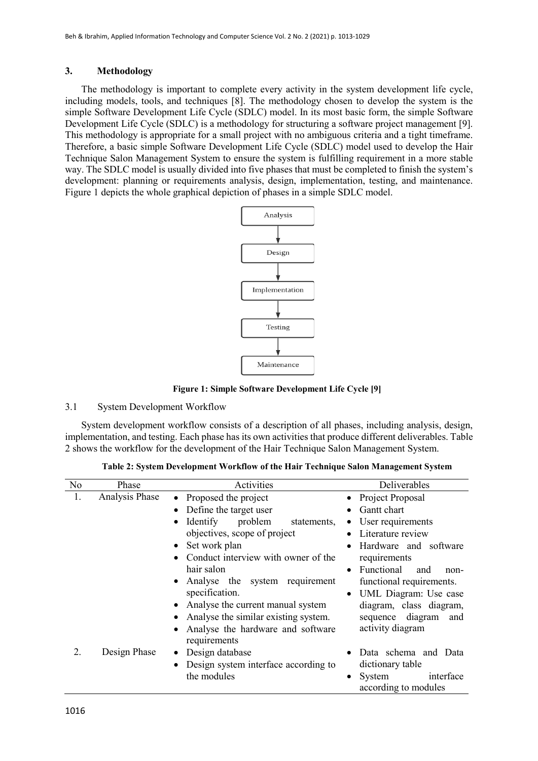## 3. Methodology

The methodology is important to complete every activity in the system development life cycle, including models, tools, and techniques [8]. The methodology chosen to develop the system is the simple Software Development Life Cycle (SDLC) model. In its most basic form, the simple Software Development Life Cycle (SDLC) is a methodology for structuring a software project management [9]. This methodology is appropriate for a small project with no ambiguous criteria and a tight timeframe. Therefore, a basic simple Software Development Life Cycle (SDLC) model used to develop the Hair Technique Salon Management System to ensure the system is fulfilling requirement in a more stable way. The SDLC model is usually divided into five phases that must be completed to finish the system's development: planning or requirements analysis, design, implementation, testing, and maintenance. Figure 1 depicts the whole graphical depiction of phases in a simple SDLC model.

Analysis → Design → Implementation → Testing → Maintenance

**Figure 1: Simple Software Development Life Cycle [9]**

### 3.1 System Development Workflow

System development workflow consists of a description of all phases, including analysis, design, implementation, and testing. Each phase has its own activities that produce different deliverables. Table 2 shows the workflow for the development of the Hair Technique Salon Management System.

**Table 2: System Development Workflow of the Hair Technique Salon Management System**

| No | Phase | Activities | Deliverables |
|---|---|---|---|
| 1. | Analysis Phase | • Proposed the project<br>• Define the target user<br>• Identify problem statements, objectives, scope of project<br>• Set work plan<br>• Conduct interview with owner of the hair salon<br>• Analyse the system requirement specification.<br>• Analyse the current manual system<br>• Analyse the similar existing system.<br>• Analyse the hardware and software requirements | • Project Proposal<br>• Gantt chart<br>• User requirements<br>• Literature review<br>• Hardware and software requirements<br>• Functional and non-functional requirements.<br>• UML Diagram: Use case diagram, class diagram, sequence diagram and activity diagram |
| 2. | Design Phase | • Design database<br>• Design system interface according to the modules | • Data schema and Data dictionary table<br>• System interface according to modules |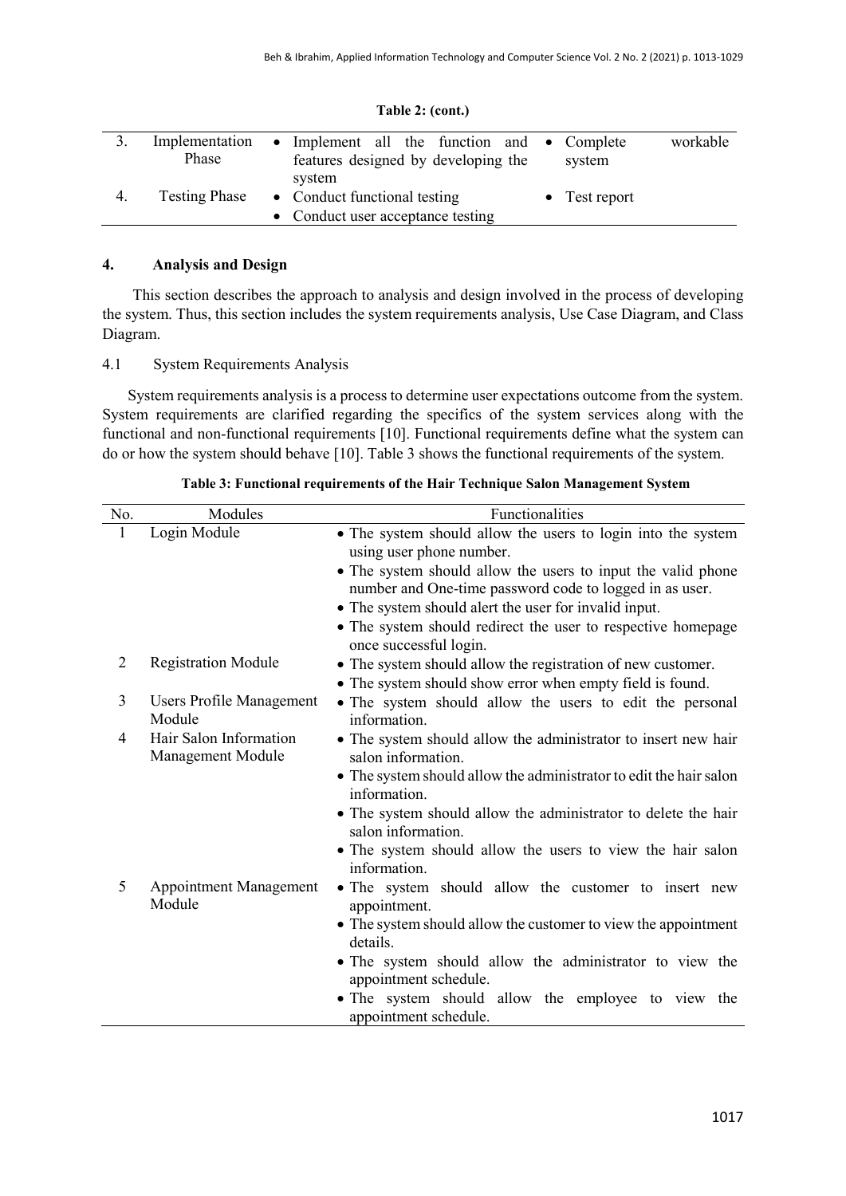**Table 2: (cont.)**

| | | | |
|---|---|---|---|
| 3. | Implementation Phase | • Implement all the function and features designed by developing the system | • Complete workable system |
| 4. | Testing Phase | • Conduct functional testing<br>• Conduct user acceptance testing | • Test report |

## 4. Analysis and Design

This section describes the approach to analysis and design involved in the process of developing the system. Thus, this section includes the system requirements analysis, Use Case Diagram, and Class Diagram.

### 4.1 System Requirements Analysis

System requirements analysis is a process to determine user expectations outcome from the system. System requirements are clarified regarding the specifics of the system services along with the functional and non-functional requirements [10]. Functional requirements define what the system can do or how the system should behave [10]. Table 3 shows the functional requirements of the system.

**Table 3: Functional requirements of the Hair Technique Salon Management System**

| No. | Modules | Functionalities |
|---|---|---|
| 1 | Login Module | • The system should allow the users to login into the system using user phone number.<br>• The system should allow the users to input the valid phone number and One-time password code to logged in as user.<br>• The system should alert the user for invalid input.<br>• The system should redirect the user to respective homepage once successful login. |
| 2 | Registration Module | • The system should allow the registration of new customer.<br>• The system should show error when empty field is found. |
| 3 | Users Profile Management Module | • The system should allow the users to edit the personal information. |
| 4 | Hair Salon Information Management Module | • The system should allow the administrator to insert new hair salon information.<br>• The system should allow the administrator to edit the hair salon information.<br>• The system should allow the administrator to delete the hair salon information.<br>• The system should allow the users to view the hair salon information. |
| 5 | Appointment Management Module | • The system should allow the customer to insert new appointment.<br>• The system should allow the customer to view the appointment details.<br>• The system should allow the administrator to view the appointment schedule.<br>• The system should allow the employee to view the appointment schedule. |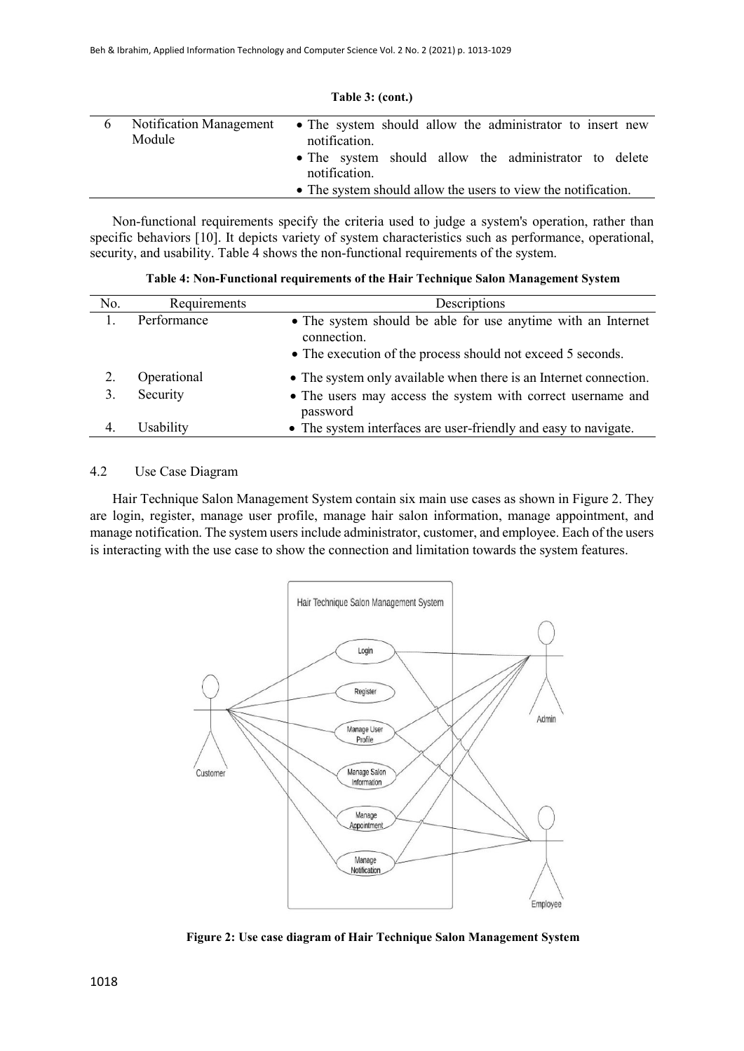**Table 3: (cont.)**

| | | |
|---|---|---|
| 6 | Notification Management Module | • The system should allow the administrator to insert new notification.<br>• The system should allow the administrator to delete notification.<br>• The system should allow the users to view the notification. |

Non-functional requirements specify the criteria used to judge a system's operation, rather than specific behaviors [10]. It depicts variety of system characteristics such as performance, operational, security, and usability. Table 4 shows the non-functional requirements of the system.

**Table 4: Non-Functional requirements of the Hair Technique Salon Management System**

| No. | Requirements | Descriptions |
|---|---|---|
| 1. | Performance | • The system should be able for use anytime with an Internet connection.<br>• The execution of the process should not exceed 5 seconds. |
| 2. | Operational | • The system only available when there is an Internet connection. |
| 3. | Security | • The users may access the system with correct username and password |
| 4. | Usability | • The system interfaces are user-friendly and easy to navigate. |

### 4.2 Use Case Diagram

Hair Technique Salon Management System contain six main use cases as shown in Figure 2. They are login, register, manage user profile, manage hair salon information, manage appointment, and manage notification. The system users include administrator, customer, and employee. Each of the users is interacting with the use case to show the connection and limitation towards the system features.

**Figure 2: Use case diagram of Hair Technique Salon Management System**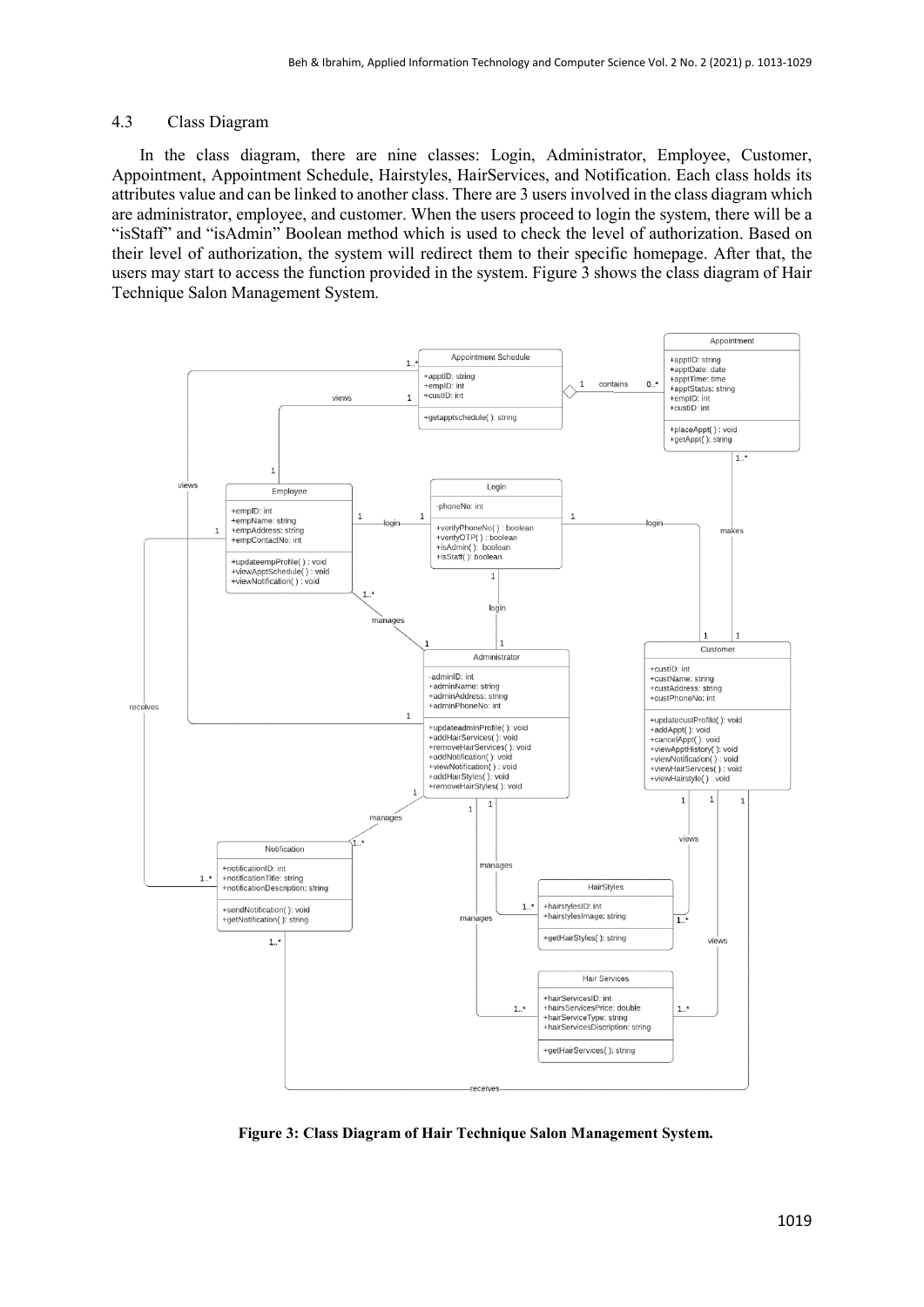### 4.3 Class Diagram

In the class diagram, there are nine classes: Login, Administrator, Employee, Customer, Appointment, Appointment Schedule, Hairstyles, HairServices, and Notification. Each class holds its attributes value and can be linked to another class. There are 3 users involved in the class diagram which are administrator, employee, and customer. When the users proceed to login the system, there will be a "isStaff" and "isAdmin" Boolean method which is used to check the level of authorization. Based on their level of authorization, the system will redirect them to their specific homepage. After that, the users may start to access the function provided in the system. Figure 3 shows the class diagram of Hair Technique Salon Management System.

**Figure 3: Class Diagram of Hair Technique Salon Management System.**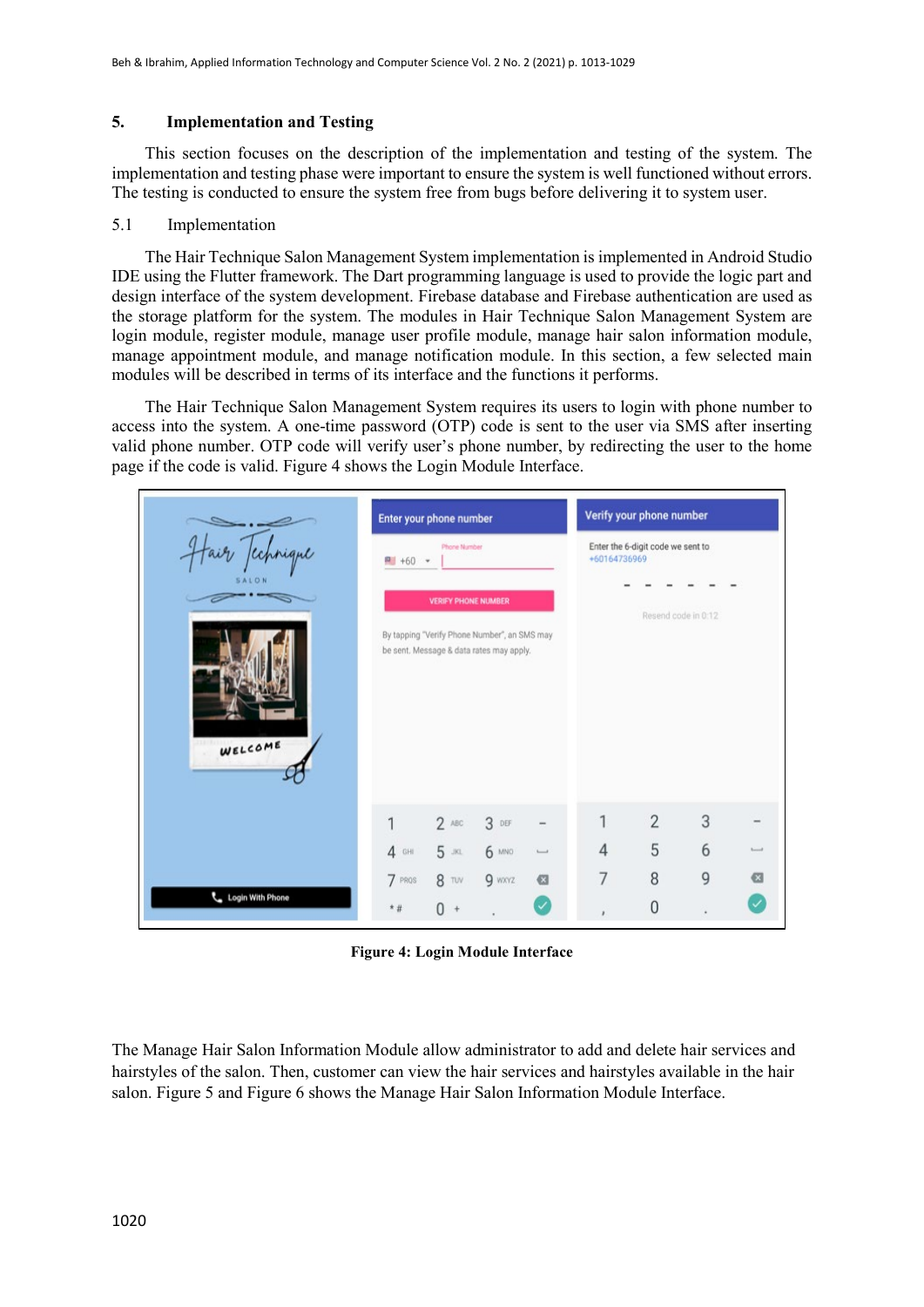## 5. Implementation and Testing

This section focuses on the description of the implementation and testing of the system. The implementation and testing phase were important to ensure the system is well functioned without errors. The testing is conducted to ensure the system free from bugs before delivering it to system user.

### 5.1 Implementation

The Hair Technique Salon Management System implementation is implemented in Android Studio IDE using the Flutter framework. The Dart programming language is used to provide the logic part and design interface of the system development. Firebase database and Firebase authentication are used as the storage platform for the system. The modules in Hair Technique Salon Management System are login module, register module, manage user profile module, manage hair salon information module, manage appointment module, and manage notification module. In this section, a few selected main modules will be described in terms of its interface and the functions it performs.

The Hair Technique Salon Management System requires its users to login with phone number to access into the system. A one-time password (OTP) code is sent to the user via SMS after inserting valid phone number. OTP code will verify user's phone number, by redirecting the user to the home page if the code is valid. Figure 4 shows the Login Module Interface.

**Figure 4: Login Module Interface**

The Manage Hair Salon Information Module allow administrator to add and delete hair services and hairstyles of the salon. Then, customer can view the hair services and hairstyles available in the hair salon. Figure 5 and Figure 6 shows the Manage Hair Salon Information Module Interface.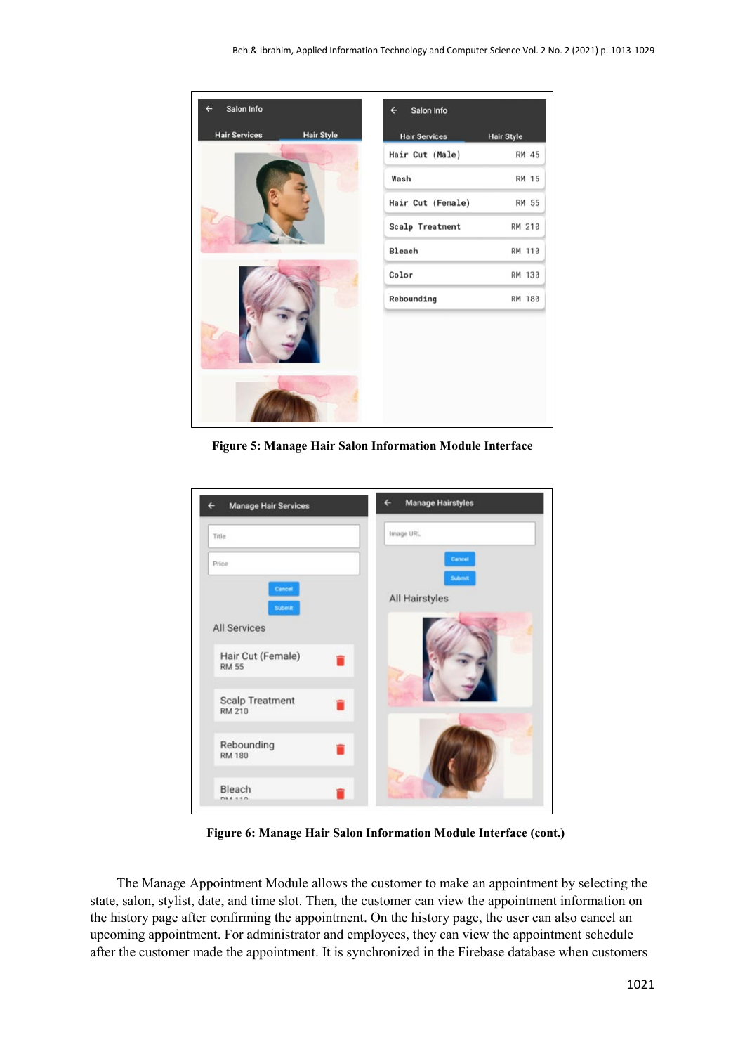Figure 5: Manage Hair Salon Information Module Interface

Figure 6: Manage Hair Salon Information Module Interface (cont.)

The Manage Appointment Module allows the customer to make an appointment by selecting the state, salon, stylist, date, and time slot. Then, the customer can view the appointment information on the history page after confirming the appointment. On the history page, the user can also cancel an upcoming appointment. For administrator and employees, they can view the appointment schedule after the customer made the appointment. It is synchronized in the Firebase database when customers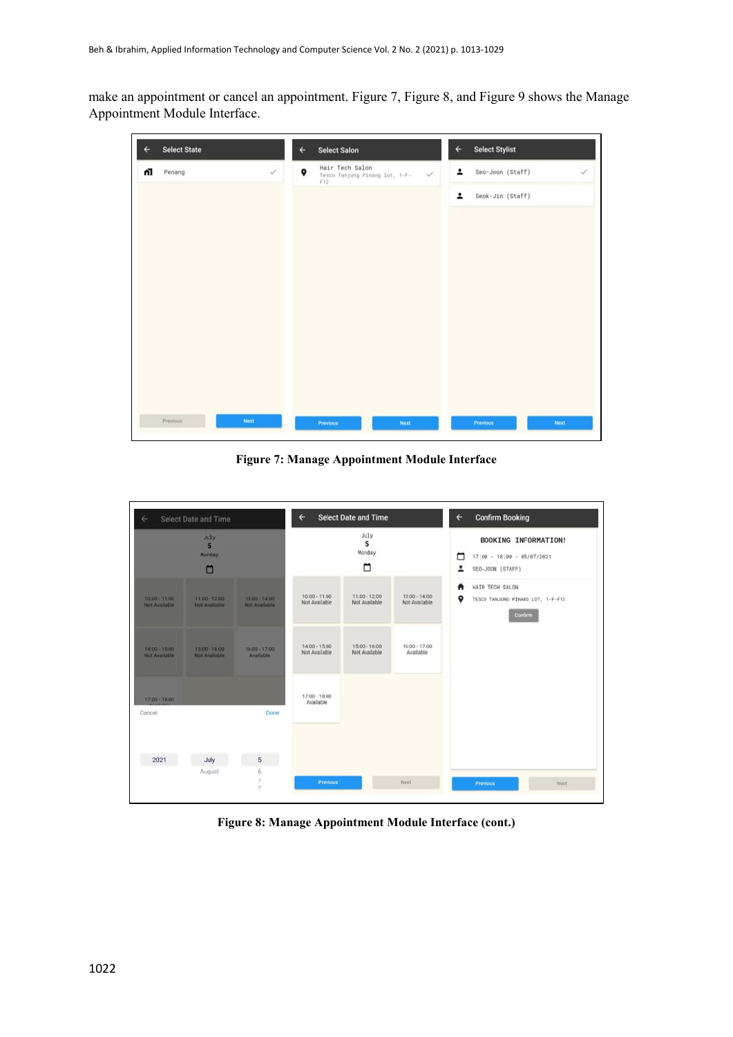make an appointment or cancel an appointment. Figure 7, Figure 8, and Figure 9 shows the Manage Appointment Module Interface.

**Figure 7: Manage Appointment Module Interface**

**Figure 8: Manage Appointment Module Interface (cont.)**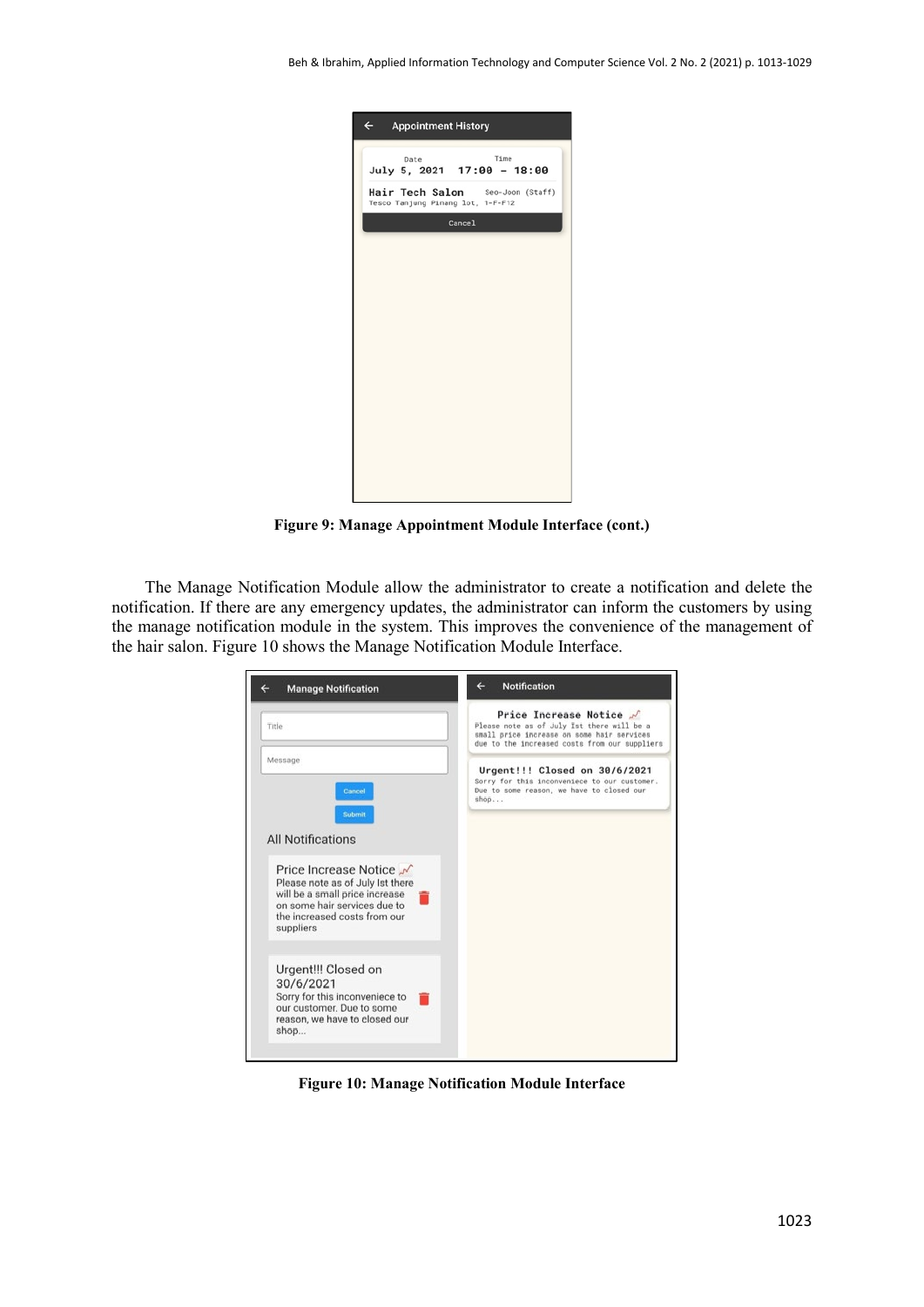Figure 9: Manage Appointment Module Interface (cont.)

The Manage Notification Module allow the administrator to create a notification and delete the notification. If there are any emergency updates, the administrator can inform the customers by using the manage notification module in the system. This improves the convenience of the management of the hair salon. Figure 10 shows the Manage Notification Module Interface.

Figure 10: Manage Notification Module Interface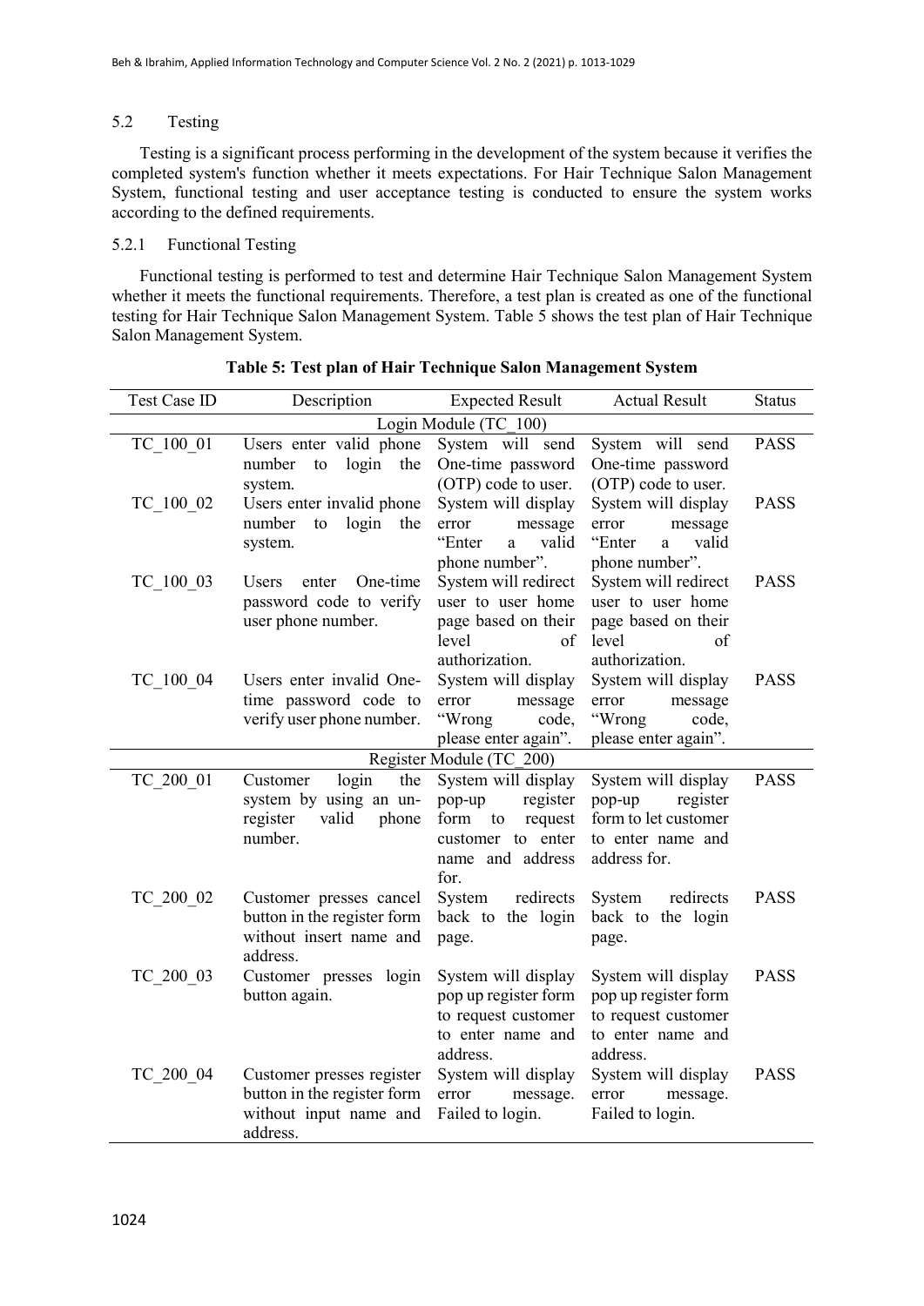## 5.2 Testing

Testing is a significant process performing in the development of the system because it verifies the completed system's function whether it meets expectations. For Hair Technique Salon Management System, functional testing and user acceptance testing is conducted to ensure the system works according to the defined requirements.

### 5.2.1 Functional Testing

Functional testing is performed to test and determine Hair Technique Salon Management System whether it meets the functional requirements. Therefore, a test plan is created as one of the functional testing for Hair Technique Salon Management System. Table 5 shows the test plan of Hair Technique Salon Management System.

**Table 5: Test plan of Hair Technique Salon Management System**

| Test Case ID | Description | Expected Result | Actual Result | Status |
|---|---|---|---|---|
| Login Module (TC_100) | | | | |
| TC_100_01 | Users enter valid phone number to login the system. | System will send One-time password (OTP) code to user. | System will send One-time password (OTP) code to user. | PASS |
| TC_100_02 | Users enter invalid phone number to login the system. | System will display error message "Enter a valid phone number". | System will display error message "Enter a valid phone number". | PASS |
| TC_100_03 | Users enter One-time password code to verify user phone number. | System will redirect user to user home page based on their level of authorization. | System will redirect user to user home page based on their level of authorization. | PASS |
| TC_100_04 | Users enter invalid One-time password code to verify user phone number. | System will display error message "Wrong code, please enter again". | System will display error message "Wrong code, please enter again". | PASS |
| Register Module (TC_200) | | | | |
| TC_200_01 | Customer login the system by using an un-register valid phone number. | System will display pop-up register form to request customer to enter name and address for. | System will display pop-up register form to let customer to enter name and address for. | PASS |
| TC_200_02 | Customer presses cancel button in the register form without insert name and address. | System redirects back to the login page. | System redirects back to the login page. | PASS |
| TC_200_03 | Customer presses login button again. | System will display pop up register form to request customer to enter name and address. | System will display pop up register form to request customer to enter name and address. | PASS |
| TC_200_04 | Customer presses register button in the register form without input name and address. | System will display error message. Failed to login. | System will display error message. Failed to login. | PASS |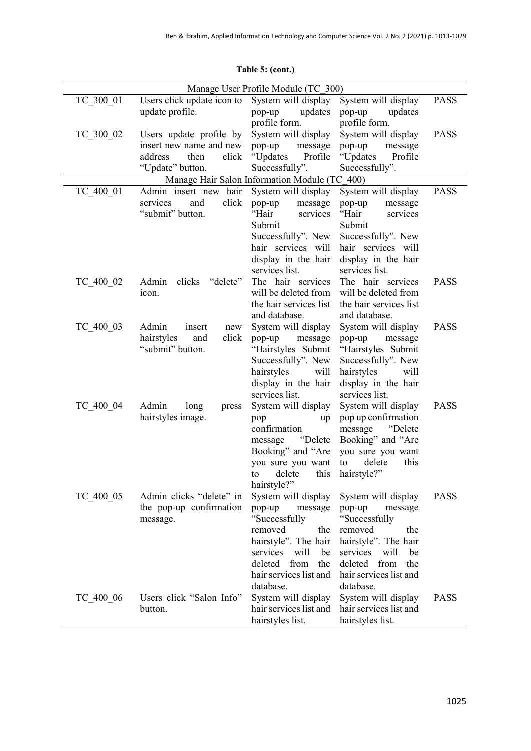**Table 5: (cont.)**

| | | | | |
|---|---|---|---|---|
| Manage User Profile Module (TC_300) | | | | |
| TC_300_01 | Users click update icon to update profile. | System will display pop-up updates profile form. | System will display pop-up updates profile form. | PASS |
| TC_300_02 | Users update profile by insert new name and new address then click "Update" button. | System will display pop-up message "Updates Profile Successfully". | System will display pop-up message "Updates Profile Successfully". | PASS |
| Manage Hair Salon Information Module (TC_400) | | | | |
| TC_400_01 | Admin insert new hair services and click "submit" button. | System will display pop-up message "Hair services Submit Successfully". New hair services will display in the hair services list. | System will display pop-up message "Hair services Submit Successfully". New hair services will display in the hair services list. | PASS |
| TC_400_02 | Admin clicks "delete" icon. | The hair services will be deleted from the hair services list and database. | The hair services will be deleted from the hair services list and database. | PASS |
| TC_400_03 | Admin insert new hairstyles and click "submit" button. | System will display pop-up message "Hairstyles Submit Successfully". New hairstyles will display in the hair services list. | System will display pop-up message "Hairstyles Submit Successfully". New hairstyles will display in the hair services list. | PASS |
| TC_400_04 | Admin long press hairstyles image. | System will display pop up confirmation message "Delete Booking" and "Are you sure you want to delete this hairstyle?" | System will display pop up confirmation message "Delete Booking" and "Are you sure you want to delete this hairstyle?" | PASS |
| TC_400_05 | Admin clicks "delete" in the pop-up confirmation message. | System will display pop-up message "Successfully removed the hairstyle". The hair services will be deleted from the hair services list and database. | System will display pop-up message "Successfully removed the hairstyle". The hair services will be deleted from the hair services list and database. | PASS |
| TC_400_06 | Users click "Salon Info" button. | System will display hair services list and hairstyles list. | System will display hair services list and hairstyles list. | PASS |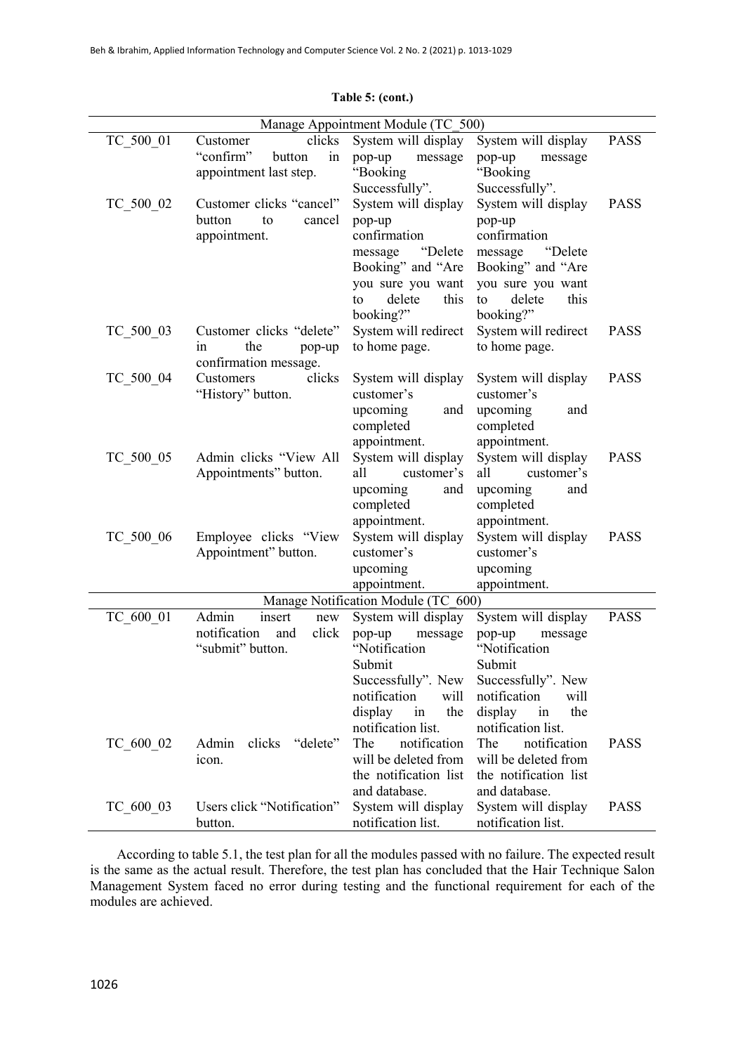**Table 5: (cont.)**

| | | | | |
|---|---|---|---|---|
| Manage Appointment Module (TC_500) | | | | |
| TC_500_01 | Customer clicks "confirm" button in appointment last step. | System will display pop-up message "Booking Successfully". | System will display pop-up message "Booking Successfully". | PASS |
| TC_500_02 | Customer clicks "cancel" button to cancel appointment. | System will display pop-up confirmation message "Delete Booking" and "Are you sure you want to delete this booking?" | System will display pop-up confirmation message "Delete Booking" and "Are you sure you want to delete this booking?" | PASS |
| TC_500_03 | Customer clicks "delete" in the pop-up confirmation message. | System will redirect to home page. | System will redirect to home page. | PASS |
| TC_500_04 | Customers clicks "History" button. | System will display customer's upcoming and completed appointment. | System will display customer's upcoming and completed appointment. | PASS |
| TC_500_05 | Admin clicks "View All Appointments" button. | System will display all customer's upcoming and completed appointment. | System will display all customer's upcoming and completed appointment. | PASS |
| TC_500_06 | Employee clicks "View Appointment" button. | System will display customer's upcoming appointment. | System will display customer's upcoming appointment. | PASS |
| Manage Notification Module (TC_600) | | | | |
| TC_600_01 | Admin insert new notification and click "submit" button. | System will display pop-up message "Notification Submit Successfully". New notification will display in the notification list. | System will display pop-up message "Notification Submit Successfully". New notification will display in the notification list. | PASS |
| TC_600_02 | Admin clicks "delete" icon. | The notification will be deleted from the notification list and database. | The notification will be deleted from the notification list and database. | PASS |
| TC_600_03 | Users click "Notification" button. | System will display notification list. | System will display notification list. | PASS |

According to table 5.1, the test plan for all the modules passed with no failure. The expected result is the same as the actual result. Therefore, the test plan has concluded that the Hair Technique Salon Management System faced no error during testing and the functional requirement for each of the modules are achieved.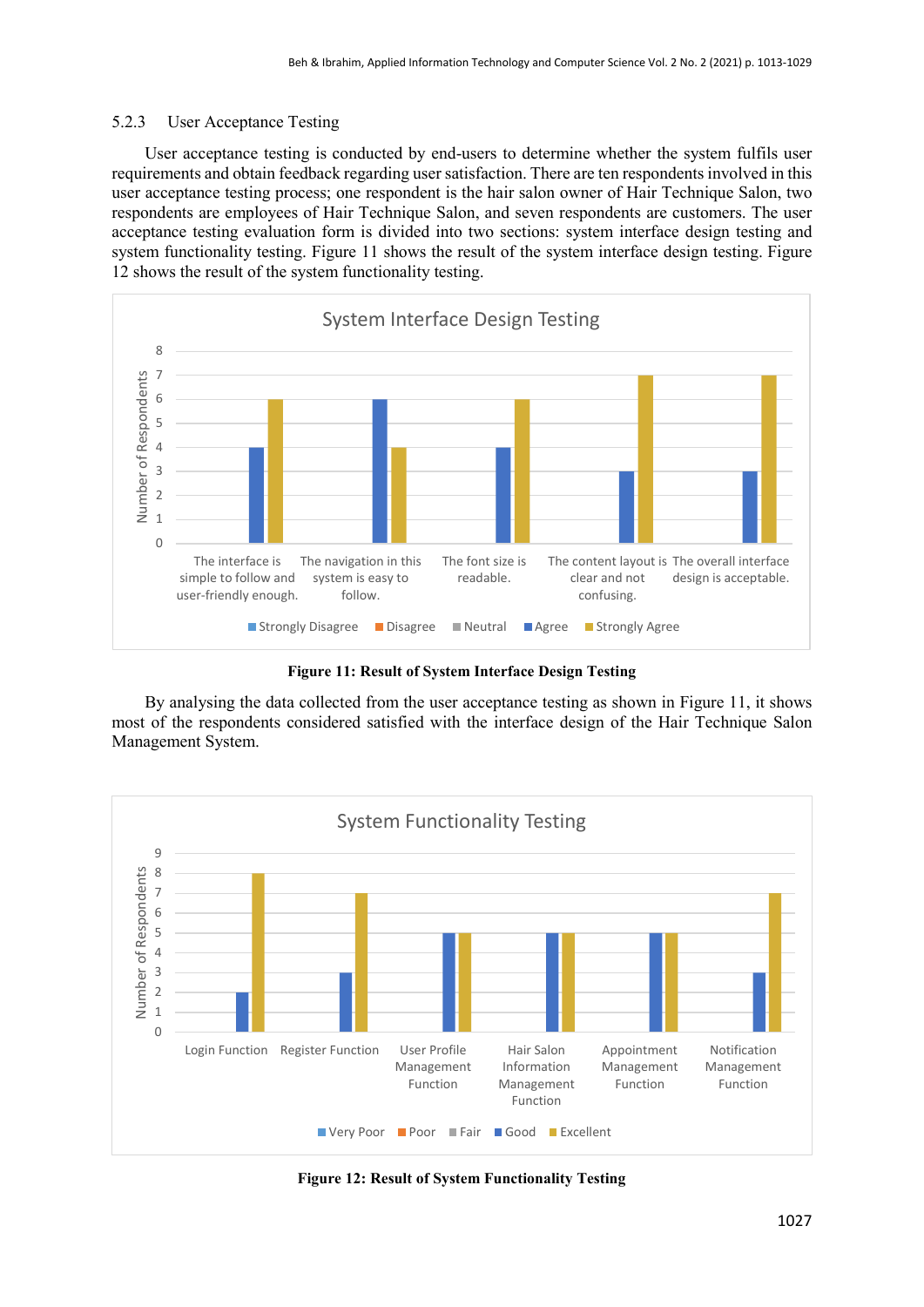### 5.2.3 User Acceptance Testing

User acceptance testing is conducted by end-users to determine whether the system fulfils user requirements and obtain feedback regarding user satisfaction. There are ten respondents involved in this user acceptance testing process; one respondent is the hair salon owner of Hair Technique Salon, two respondents are employees of Hair Technique Salon, and seven respondents are customers. The user acceptance testing evaluation form is divided into two sections: system interface design testing and system functionality testing. Figure 11 shows the result of the system interface design testing. Figure 12 shows the result of the system functionality testing.

**Figure 11: Result of System Interface Design Testing**

By analysing the data collected from the user acceptance testing as shown in Figure 11, it shows most of the respondents considered satisfied with the interface design of the Hair Technique Salon Management System.

**Figure 12: Result of System Functionality Testing**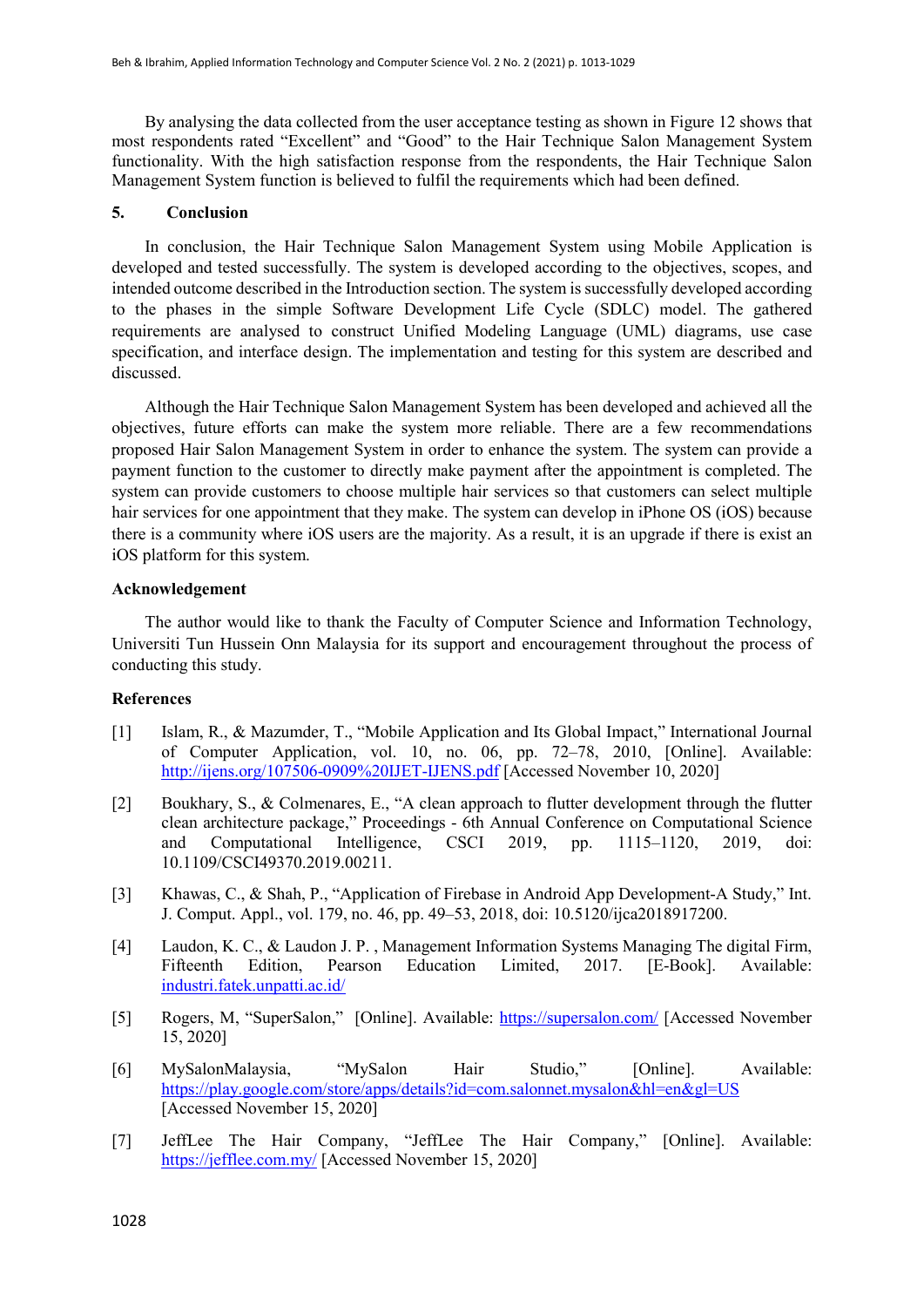By analysing the data collected from the user acceptance testing as shown in Figure 12 shows that most respondents rated "Excellent" and "Good" to the Hair Technique Salon Management System functionality. With the high satisfaction response from the respondents, the Hair Technique Salon Management System function is believed to fulfil the requirements which had been defined.

## 5. Conclusion

In conclusion, the Hair Technique Salon Management System using Mobile Application is developed and tested successfully. The system is developed according to the objectives, scopes, and intended outcome described in the Introduction section. The system is successfully developed according to the phases in the simple Software Development Life Cycle (SDLC) model. The gathered requirements are analysed to construct Unified Modeling Language (UML) diagrams, use case specification, and interface design. The implementation and testing for this system are described and discussed.

Although the Hair Technique Salon Management System has been developed and achieved all the objectives, future efforts can make the system more reliable. There are a few recommendations proposed Hair Salon Management System in order to enhance the system. The system can provide a payment function to the customer to directly make payment after the appointment is completed. The system can provide customers to choose multiple hair services so that customers can select multiple hair services for one appointment that they make. The system can develop in iPhone OS (iOS) because there is a community where iOS users are the majority. As a result, it is an upgrade if there is exist an iOS platform for this system.

## Acknowledgement

The author would like to thank the Faculty of Computer Science and Information Technology, Universiti Tun Hussein Onn Malaysia for its support and encouragement throughout the process of conducting this study.

## References

[1] Islam, R., & Mazumder, T., "Mobile Application and Its Global Impact," International Journal of Computer Application, vol. 10, no. 06, pp. 72–78, 2010, [Online]. Available: http://ijens.org/107506-0909%20IJET-IJENS.pdf [Accessed November 10, 2020]

[2] Boukhary, S., & Colmenares, E., "A clean approach to flutter development through the flutter clean architecture package," Proceedings - 6th Annual Conference on Computational Science and Computational Intelligence, CSCI 2019, pp. 1115–1120, 2019, doi: 10.1109/CSCI49370.2019.00211.

[3] Khawas, C., & Shah, P., "Application of Firebase in Android App Development-A Study," Int. J. Comput. Appl., vol. 179, no. 46, pp. 49–53, 2018, doi: 10.5120/ijca2018917200.

[4] Laudon, K. C., & Laudon J. P. , Management Information Systems Managing The digital Firm, Fifteenth Edition, Pearson Education Limited, 2017. [E-Book]. Available: industri.fatek.unpatti.ac.id/

[5] Rogers, M, "SuperSalon," [Online]. Available: https://supersalon.com/ [Accessed November 15, 2020]

[6] MySalonMalaysia, "MySalon Hair Studio," [Online]. Available: https://play.google.com/store/apps/details?id=com.salonnet.mysalon&hl=en&gl=US [Accessed November 15, 2020]

[7] JeffLee The Hair Company, "JeffLee The Hair Company," [Online]. Available: https://jefflee.com.my/ [Accessed November 15, 2020]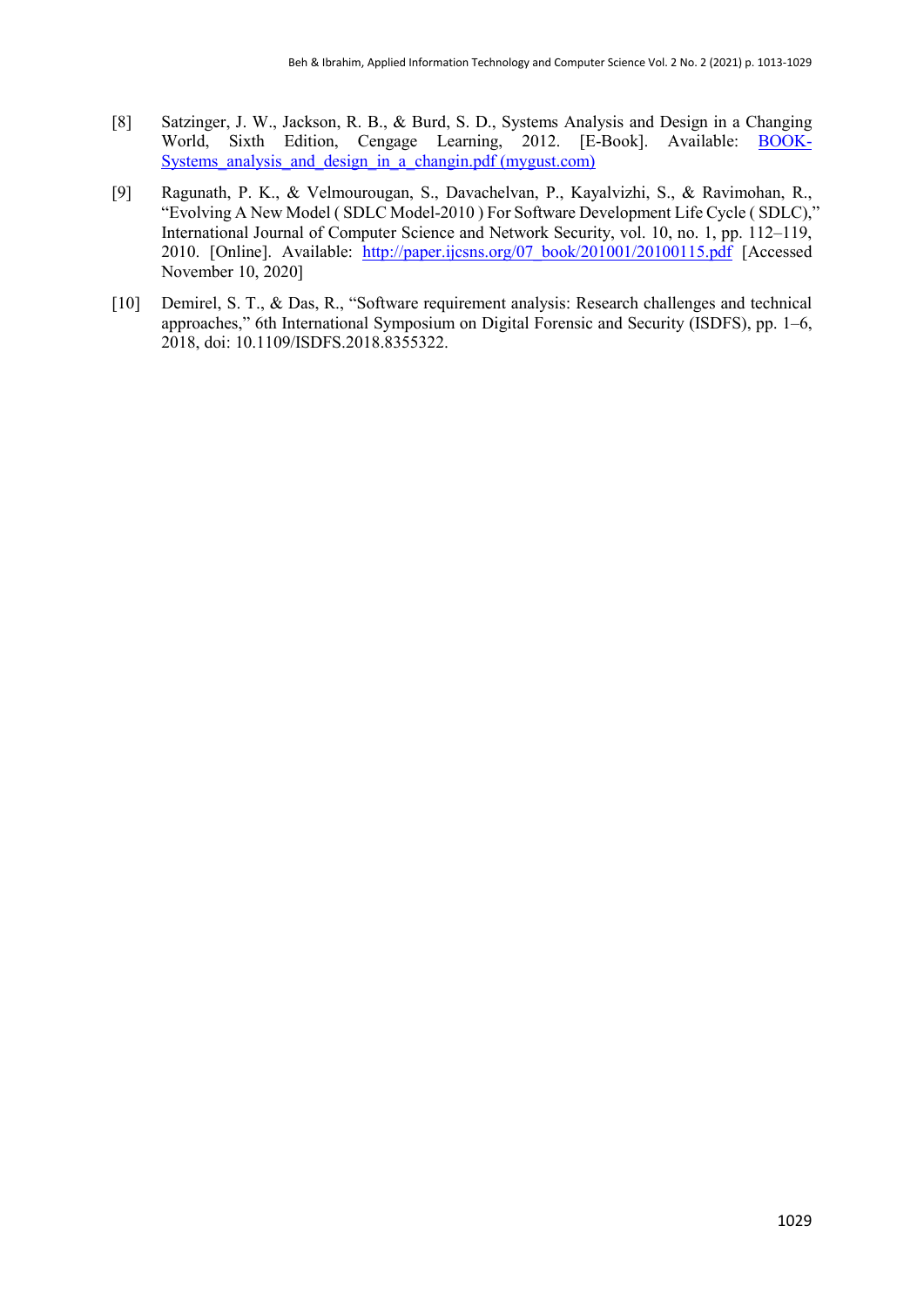[8] Satzinger, J. W., Jackson, R. B., & Burd, S. D., Systems Analysis and Design in a Changing World, Sixth Edition, Cengage Learning, 2012. [E-Book]. Available: BOOK-Systems_analysis_and_design_in_a_changin.pdf (mygust.com)

[9] Ragunath, P. K., & Velmourougan, S., Davachelvan, P., Kayalvizhi, S., & Ravimohan, R., "Evolving A New Model ( SDLC Model-2010 ) For Software Development Life Cycle ( SDLC)," International Journal of Computer Science and Network Security, vol. 10, no. 1, pp. 112–119, 2010. [Online]. Available: http://paper.ijcsns.org/07_book/201001/20100115.pdf [Accessed November 10, 2020]

[10] Demirel, S. T., & Das, R., "Software requirement analysis: Research challenges and technical approaches," 6th International Symposium on Digital Forensic and Security (ISDFS), pp. 1–6, 2018, doi: 10.1109/ISDFS.2018.8355322.